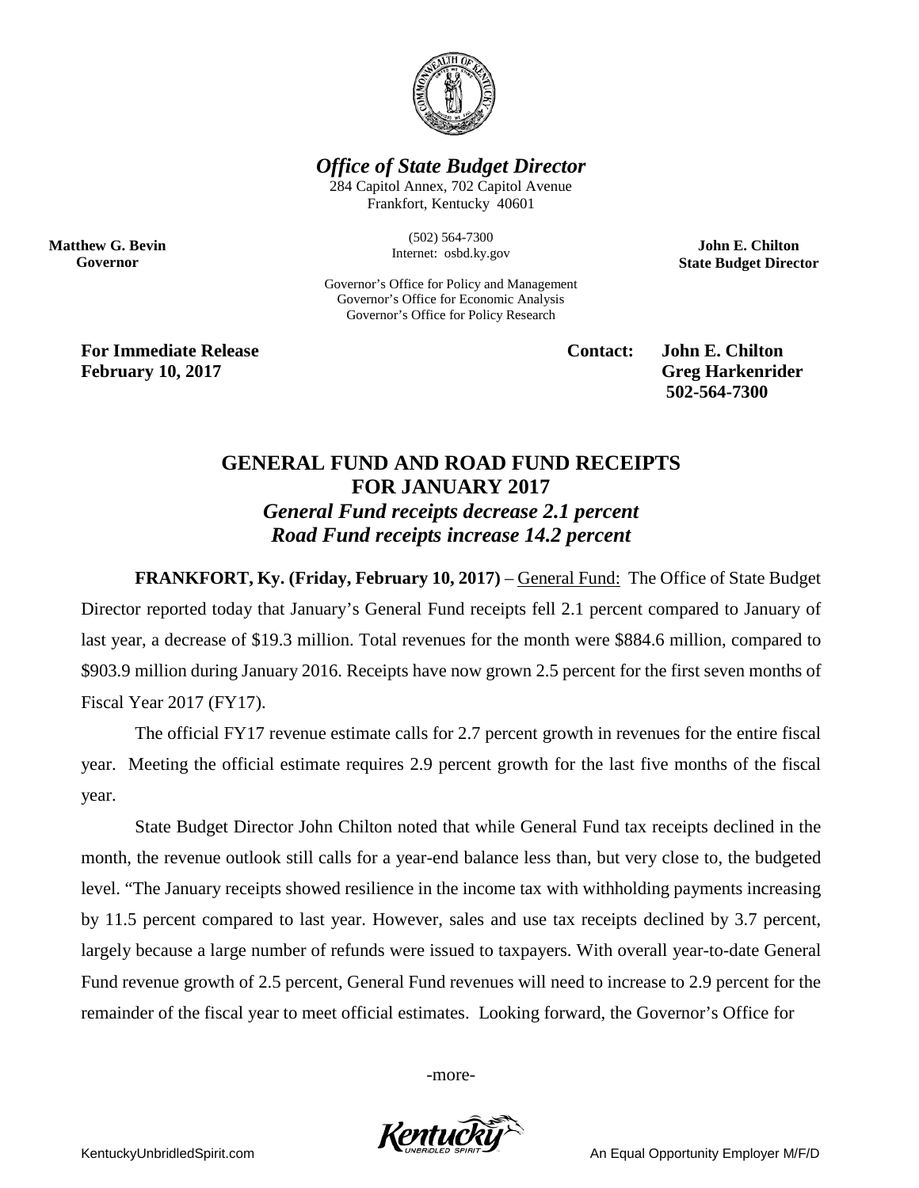*Office of State Budget Director*

284 Capitol Annex, 702 Capitol Avenue
Frankfort, Kentucky 40601

(502) 564-7300
Internet: osbd.ky.gov

**Matthew G. Bevin**
**Governor**

**John E. Chilton**
**State Budget Director**

Governor's Office for Policy and Management
Governor's Office for Economic Analysis
Governor's Office for Policy Research

**For Immediate Release**
**February 10, 2017**

**Contact: John E. Chilton**
**Greg Harkenrider**
**502-564-7300**

## GENERAL FUND AND ROAD FUND RECEIPTS FOR JANUARY 2017

### *General Fund receipts decrease 2.1 percent*
### *Road Fund receipts increase 14.2 percent*

**FRANKFORT, Ky. (Friday, February 10, 2017)** – General Fund: The Office of State Budget Director reported today that January's General Fund receipts fell 2.1 percent compared to January of last year, a decrease of $19.3 million. Total revenues for the month were $884.6 million, compared to $903.9 million during January 2016. Receipts have now grown 2.5 percent for the first seven months of Fiscal Year 2017 (FY17).

The official FY17 revenue estimate calls for 2.7 percent growth in revenues for the entire fiscal year. Meeting the official estimate requires 2.9 percent growth for the last five months of the fiscal year.

State Budget Director John Chilton noted that while General Fund tax receipts declined in the month, the revenue outlook still calls for a year-end balance less than, but very close to, the budgeted level. "The January receipts showed resilience in the income tax with withholding payments increasing by 11.5 percent compared to last year. However, sales and use tax receipts declined by 3.7 percent, largely because a large number of refunds were issued to taxpayers. With overall year-to-date General Fund revenue growth of 2.5 percent, General Fund revenues will need to increase to 2.9 percent for the remainder of the fiscal year to meet official estimates. Looking forward, the Governor's Office for

-more-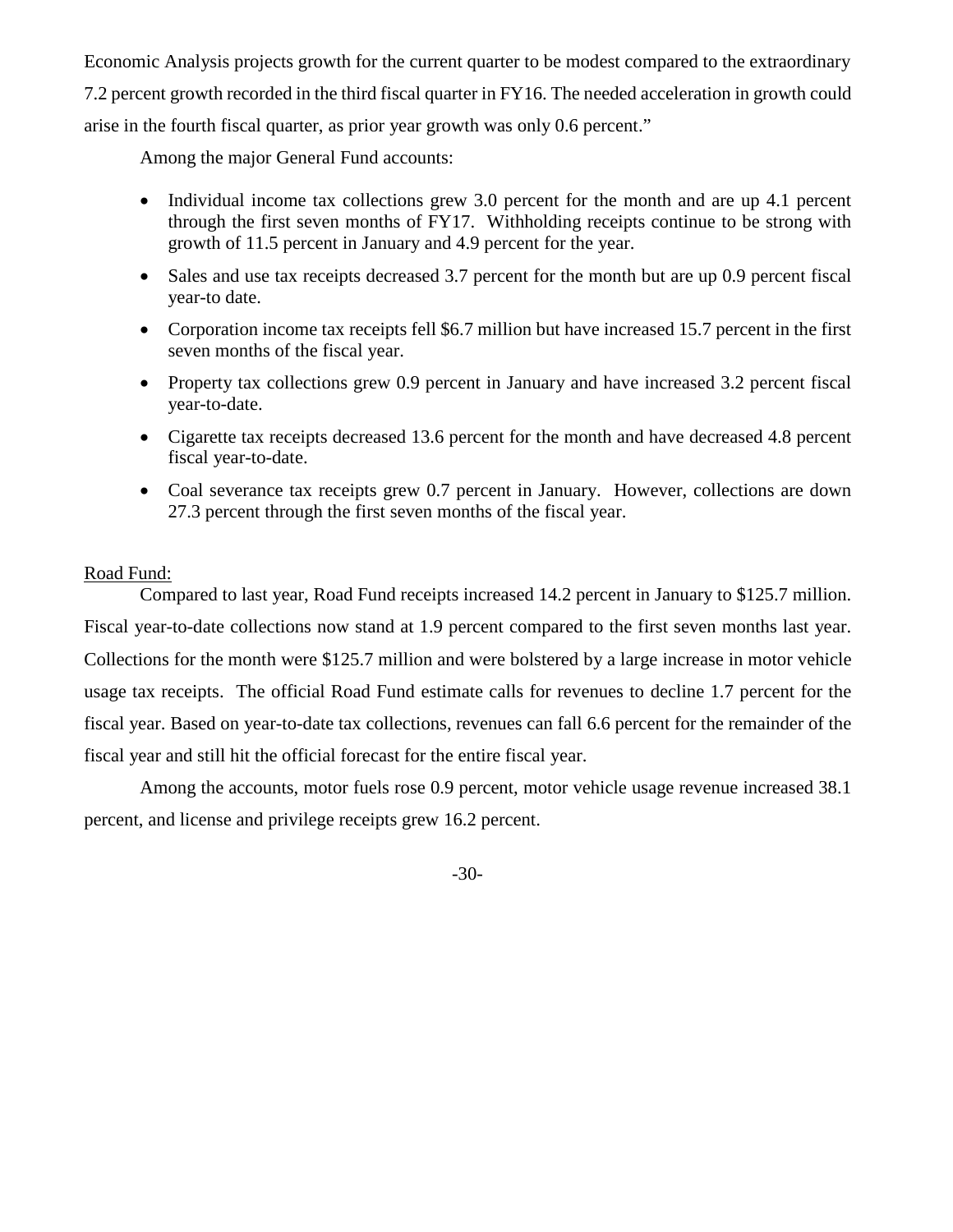Economic Analysis projects growth for the current quarter to be modest compared to the extraordinary 7.2 percent growth recorded in the third fiscal quarter in FY16. The needed acceleration in growth could arise in the fourth fiscal quarter, as prior year growth was only 0.6 percent."

Among the major General Fund accounts:

- Individual income tax collections grew 3.0 percent for the month and are up 4.1 percent through the first seven months of FY17. Withholding receipts continue to be strong with growth of 11.5 percent in January and 4.9 percent for the year.
- Sales and use tax receipts decreased 3.7 percent for the month but are up 0.9 percent fiscal year-to date.
- Corporation income tax receipts fell $6.7 million but have increased 15.7 percent in the first seven months of the fiscal year.
- Property tax collections grew 0.9 percent in January and have increased 3.2 percent fiscal year-to-date.
- Cigarette tax receipts decreased 13.6 percent for the month and have decreased 4.8 percent fiscal year-to-date.
- Coal severance tax receipts grew 0.7 percent in January. However, collections are down 27.3 percent through the first seven months of the fiscal year.

Road Fund:

Compared to last year, Road Fund receipts increased 14.2 percent in January to $125.7 million. Fiscal year-to-date collections now stand at 1.9 percent compared to the first seven months last year. Collections for the month were $125.7 million and were bolstered by a large increase in motor vehicle usage tax receipts. The official Road Fund estimate calls for revenues to decline 1.7 percent for the fiscal year. Based on year-to-date tax collections, revenues can fall 6.6 percent for the remainder of the fiscal year and still hit the official forecast for the entire fiscal year.

Among the accounts, motor fuels rose 0.9 percent, motor vehicle usage revenue increased 38.1 percent, and license and privilege receipts grew 16.2 percent.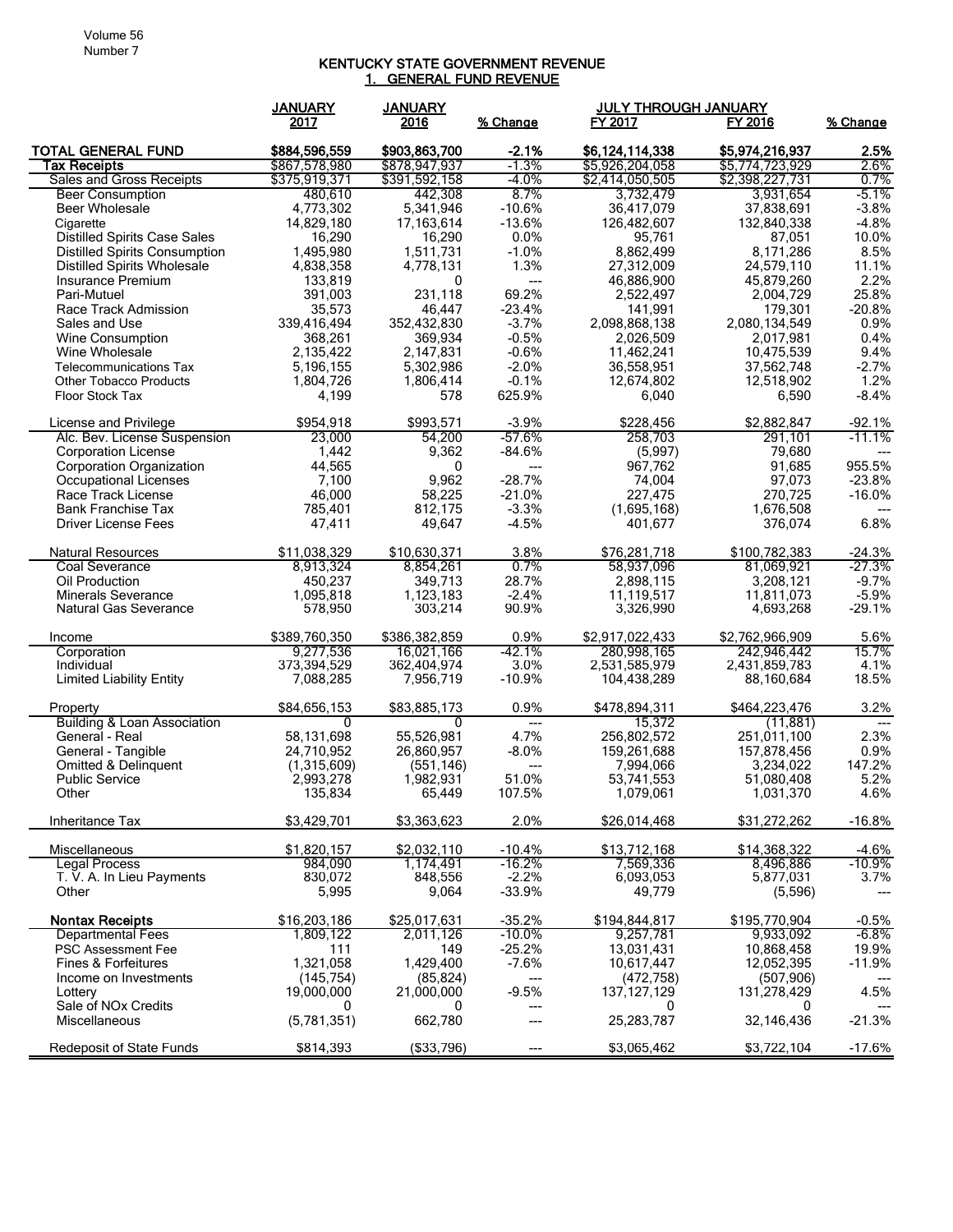# KENTUCKY STATE GOVERNMENT REVENUE

## 1. GENERAL FUND REVENUE

| | JANUARY 2017 | JANUARY 2016 | % Change | JULY THROUGH JANUARY FY 2017 | FY 2016 | % Change |
|---|---|---|---|---|---|---|
| **TOTAL GENERAL FUND** | **$884,596,559** | **$903,863,700** | **-2.1%** | **$6,124,114,338** | **$5,974,216,937** | **2.5%** |
| **Tax Receipts** | $867,578,980 | $878,947,937 | -1.3% | $5,926,204,058 | $5,774,723,929 | 2.6% |
| Sales and Gross Receipts | $375,919,371 | $391,592,158 | -4.0% | $2,414,050,505 | $2,398,227,731 | 0.7% |
| Beer Consumption | 480,610 | 442,308 | 8.7% | 3,732,479 | 3,931,654 | -5.1% |
| Beer Wholesale | 4,773,302 | 5,341,946 | -10.6% | 36,417,079 | 37,838,691 | -3.8% |
| Cigarette | 14,829,180 | 17,163,614 | -13.6% | 126,482,607 | 132,840,338 | -4.8% |
| Distilled Spirits Case Sales | 16,290 | 16,290 | 0.0% | 95,761 | 87,051 | 10.0% |
| Distilled Spirits Consumption | 1,495,980 | 1,511,731 | -1.0% | 8,862,499 | 8,171,286 | 8.5% |
| Distilled Spirits Wholesale | 4,838,358 | 4,778,131 | 1.3% | 27,312,009 | 24,579,110 | 11.1% |
| Insurance Premium | 133,819 | 0 | --- | 46,886,900 | 45,879,260 | 2.2% |
| Pari-Mutuel | 391,003 | 231,118 | 69.2% | 2,522,497 | 2,004,729 | 25.8% |
| Race Track Admission | 35,573 | 46,447 | -23.4% | 141,991 | 179,301 | -20.8% |
| Sales and Use | 339,416,494 | 352,432,830 | -3.7% | 2,098,868,138 | 2,080,134,549 | 0.9% |
| Wine Consumption | 368,261 | 369,934 | -0.5% | 2,026,509 | 2,017,981 | 0.4% |
| Wine Wholesale | 2,135,422 | 2,147,831 | -0.6% | 11,462,241 | 10,475,539 | 9.4% |
| Telecommunications Tax | 5,196,155 | 5,302,986 | -2.0% | 36,558,951 | 37,562,748 | -2.7% |
| Other Tobacco Products | 1,804,726 | 1,806,414 | -0.1% | 12,674,802 | 12,518,902 | 1.2% |
| Floor Stock Tax | 4,199 | 578 | 625.9% | 6,040 | 6,590 | -8.4% |
| | | | | | | |
| License and Privilege | $954,918 | $993,571 | -3.9% | $228,456 | $2,882,847 | -92.1% |
| Alc. Bev. License Suspension | 23,000 | 54,200 | -57.6% | 258,703 | 291,101 | -11.1% |
| Corporation License | 1,442 | 9,362 | -84.6% | (5,997) | 79,680 | --- |
| Corporation Organization | 44,565 | 0 | --- | 967,762 | 91,685 | 955.5% |
| Occupational Licenses | 7,100 | 9,962 | -28.7% | 74,004 | 97,073 | -23.8% |
| Race Track License | 46,000 | 58,225 | -21.0% | 227,475 | 270,725 | -16.0% |
| Bank Franchise Tax | 785,401 | 812,175 | -3.3% | (1,695,168) | 1,676,508 | --- |
| Driver License Fees | 47,411 | 49,647 | -4.5% | 401,677 | 376,074 | 6.8% |
| | | | | | | |
| Natural Resources | $11,038,329 | $10,630,371 | 3.8% | $76,281,718 | $100,782,383 | -24.3% |
| Coal Severance | 8,913,324 | 8,854,261 | 0.7% | 58,937,096 | 81,069,921 | -27.3% |
| Oil Production | 450,237 | 349,713 | 28.7% | 2,898,115 | 3,208,121 | -9.7% |
| Minerals Severance | 1,095,818 | 1,123,183 | -2.4% | 11,119,517 | 11,811,073 | -5.9% |
| Natural Gas Severance | 578,950 | 303,214 | 90.9% | 3,326,990 | 4,693,268 | -29.1% |
| | | | | | | |
| Income | $389,760,350 | $386,382,859 | 0.9% | $2,917,022,433 | $2,762,966,909 | 5.6% |
| Corporation | 9,277,536 | 16,021,166 | -42.1% | 280,998,165 | 242,946,442 | 15.7% |
| Individual | 373,394,529 | 362,404,974 | 3.0% | 2,531,585,979 | 2,431,859,783 | 4.1% |
| Limited Liability Entity | 7,088,285 | 7,956,719 | -10.9% | 104,438,289 | 88,160,684 | 18.5% |
| | | | | | | |
| Property | $84,656,153 | $83,885,173 | 0.9% | $478,894,311 | $464,223,476 | 3.2% |
| Building & Loan Association | 0 | 0 | --- | 15,372 | (11,881) | --- |
| General - Real | 58,131,698 | 55,526,981 | 4.7% | 256,802,572 | 251,011,100 | 2.3% |
| General - Tangible | 24,710,952 | 26,860,957 | -8.0% | 159,261,688 | 157,878,456 | 0.9% |
| Omitted & Delinquent | (1,315,609) | (551,146) | --- | 7,994,066 | 3,234,022 | 147.2% |
| Public Service | 2,993,278 | 1,982,931 | 51.0% | 53,741,553 | 51,080,408 | 5.2% |
| Other | 135,834 | 65,449 | 107.5% | 1,079,061 | 1,031,370 | 4.6% |
| | | | | | | |
| Inheritance Tax | $3,429,701 | $3,363,623 | 2.0% | $26,014,468 | $31,272,262 | -16.8% |
| | | | | | | |
| Miscellaneous | $1,820,157 | $2,032,110 | -10.4% | $13,712,168 | $14,368,322 | -4.6% |
| Legal Process | 984,090 | 1,174,491 | -16.2% | 7,569,336 | 8,496,886 | -10.9% |
| T. V. A. In Lieu Payments | 830,072 | 848,556 | -2.2% | 6,093,053 | 5,877,031 | 3.7% |
| Other | 5,995 | 9,064 | -33.9% | 49,779 | (5,596) | --- |
| | | | | | | |
| **Nontax Receipts** | $16,203,186 | $25,017,631 | -35.2% | $194,844,817 | $195,770,904 | -0.5% |
| Departmental Fees | 1,809,122 | 2,011,126 | -10.0% | 9,257,781 | 9,933,092 | -6.8% |
| PSC Assessment Fee | 111 | 149 | -25.2% | 13,031,431 | 10,868,458 | 19.9% |
| Fines & Forfeitures | 1,321,058 | 1,429,400 | -7.6% | 10,617,447 | 12,052,395 | -11.9% |
| Income on Investments | (145,754) | (85,824) | --- | (472,758) | (507,906) | --- |
| Lottery | 19,000,000 | 21,000,000 | -9.5% | 137,127,129 | 131,278,429 | 4.5% |
| Sale of NOx Credits | 0 | 0 | --- | 0 | 0 | --- |
| Miscellaneous | (5,781,351) | 662,780 | --- | 25,283,787 | 32,146,436 | -21.3% |
| | | | | | | |
| Redeposit of State Funds | $814,393 | ($33,796) | --- | $3,065,462 | $3,722,104 | -17.6% |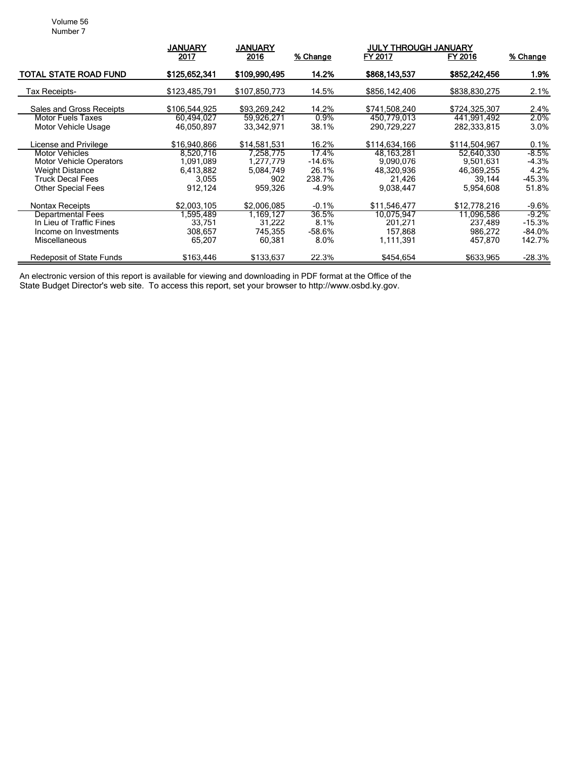| | JANUARY 2017 | JANUARY 2016 | % Change | JULY THROUGH JANUARY FY 2017 | FY 2016 | % Change |
|---|---|---|---|---|---|---|
| **TOTAL STATE ROAD FUND** | **$125,652,341** | **$109,990,495** | **14.2%** | **$868,143,537** | **$852,242,456** | **1.9%** |
| Tax Receipts- | $123,485,791 | $107,850,773 | 14.5% | $856,142,406 | $838,830,275 | 2.1% |
| Sales and Gross Receipts | $106,544,925 | $93,269,242 | 14.2% | $741,508,240 | $724,325,307 | 2.4% |
| Motor Fuels Taxes | 60,494,027 | 59,926,271 | 0.9% | 450,779,013 | 441,991,492 | 2.0% |
| Motor Vehicle Usage | 46,050,897 | 33,342,971 | 38.1% | 290,729,227 | 282,333,815 | 3.0% |
| License and Privilege | $16,940,866 | $14,581,531 | 16.2% | $114,634,166 | $114,504,967 | 0.1% |
| Motor Vehicles | 8,520,716 | 7,258,775 | 17.4% | 48,163,281 | 52,640,330 | -8.5% |
| Motor Vehicle Operators | 1,091,089 | 1,277,779 | -14.6% | 9,090,076 | 9,501,631 | -4.3% |
| Weight Distance | 6,413,882 | 5,084,749 | 26.1% | 48,320,936 | 46,369,255 | 4.2% |
| Truck Decal Fees | 3,055 | 902 | 238.7% | 21,426 | 39,144 | -45.3% |
| Other Special Fees | 912,124 | 959,326 | -4.9% | 9,038,447 | 5,954,608 | 51.8% |
| Nontax Receipts | $2,003,105 | $2,006,085 | -0.1% | $11,546,477 | $12,778,216 | -9.6% |
| Departmental Fees | 1,595,489 | 1,169,127 | 36.5% | 10,075,947 | 11,096,586 | -9.2% |
| In Lieu of Traffic Fines | 33,751 | 31,222 | 8.1% | 201,271 | 237,489 | -15.3% |
| Income on Investments | 308,657 | 745,355 | -58.6% | 157,868 | 986,272 | -84.0% |
| Miscellaneous | 65,207 | 60,381 | 8.0% | 1,111,391 | 457,870 | 142.7% |
| Redeposit of State Funds | $163,446 | $133,637 | 22.3% | $454,654 | $633,965 | -28.3% |

An electronic version of this report is available for viewing and downloading in PDF format at the Office of the State Budget Director's web site. To access this report, set your browser to http://www.osbd.ky.gov.